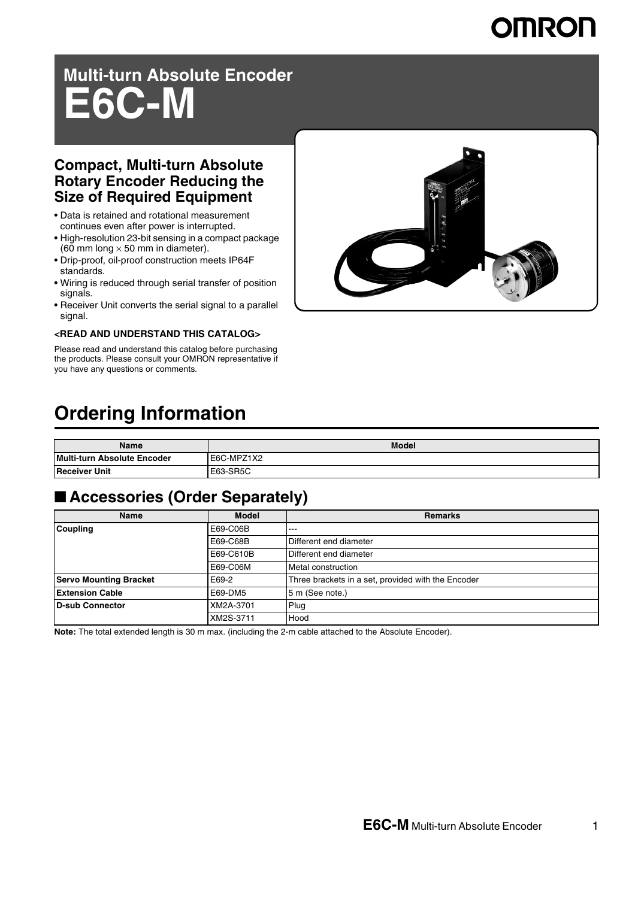# Multi-turn Absolute Encoder
# E6C-M

## Compact, Multi-turn Absolute Rotary Encoder Reducing the Size of Required Equipment

- Data is retained and rotational measurement continues even after power is interrupted.
- High-resolution 23-bit sensing in a compact package (60 mm long × 50 mm in diameter).
- Drip-proof, oil-proof construction meets IP64F standards.
- Wiring is reduced through serial transfer of position signals.
- Receiver Unit converts the serial signal to a parallel signal.

**<READ AND UNDERSTAND THIS CATALOG>**

Please read and understand this catalog before purchasing the products. Please consult your OMRON representative if you have any questions or comments.

# Ordering Information

| Name | Model |
|---|---|
| **Multi-turn Absolute Encoder** | E6C-MPZ1X2 |
| **Receiver Unit** | E63-SR5C |

## ■ Accessories (Order Separately)

| Name | Model | Remarks |
|---|---|---|
| **Coupling** | E69-C06B | --- |
| | E69-C68B | Different end diameter |
| | E69-C610B | Different end diameter |
| | E69-C06M | Metal construction |
| **Servo Mounting Bracket** | E69-2 | Three brackets in a set, provided with the Encoder |
| **Extension Cable** | E69-DM5 | 5 m (See note.) |
| **D-sub Connector** | XM2A-3701 | Plug |
| | XM2S-3711 | Hood |

**Note:** The total extended length is 30 m max. (including the 2-m cable attached to the Absolute Encoder).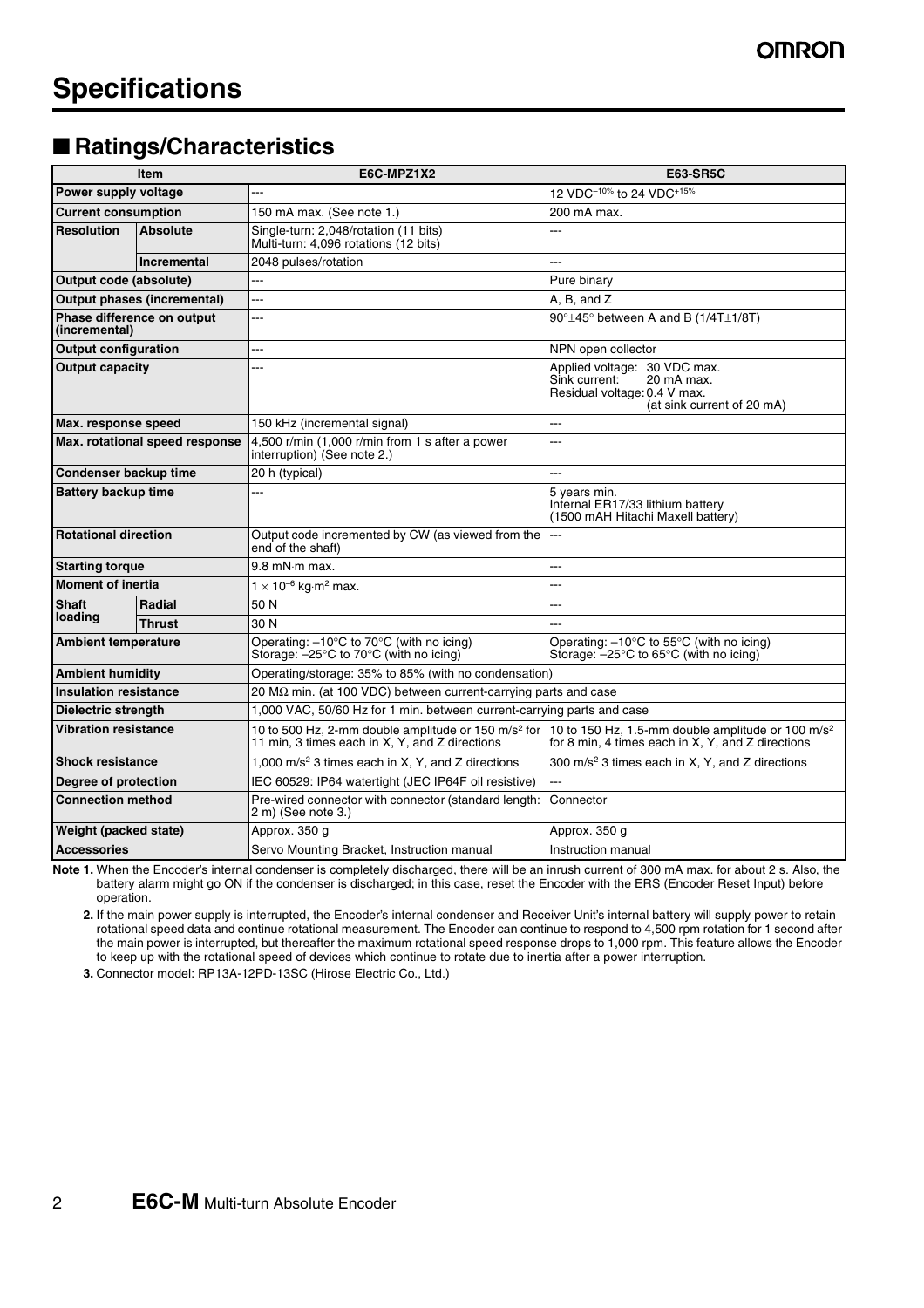# Specifications

## ■ Ratings/Characteristics

| Item | | E6C-MPZ1X2 | E63-SR5C |
|---|---|---|---|
| Power supply voltage | | --- | 12 VDC$^{-10\%}$ to 24 VDC$^{+15\%}$ |
| Current consumption | | 150 mA max. (See note 1.) | 200 mA max. |
| Resolution | Absolute | Single-turn: 2,048/rotation (11 bits)<br>Multi-turn: 4,096 rotations (12 bits) | --- |
| | Incremental | 2048 pulses/rotation | --- |
| Output code (absolute) | | --- | Pure binary |
| Output phases (incremental) | | --- | A, B, and Z |
| Phase difference on output (incremental) | | --- | 90°±45° between A and B (1/4T±1/8T) |
| Output configuration | | --- | NPN open collector |
| Output capacity | | --- | Applied voltage: 30 VDC max.<br>Sink current: 20 mA max.<br>Residual voltage: 0.4 V max. (at sink current of 20 mA) |
| Max. response speed | | 150 kHz (incremental signal) | --- |
| Max. rotational speed response | | 4,500 r/min (1,000 r/min from 1 s after a power interruption) (See note 2.) | --- |
| Condenser backup time | | 20 h (typical) | --- |
| Battery backup time | | --- | 5 years min.<br>Internal ER17/33 lithium battery<br>(1500 mAH Hitachi Maxell battery) |
| Rotational direction | | Output code incremented by CW (as viewed from the end of the shaft) | --- |
| Starting torque | | 9.8 mN·m max. | --- |
| Moment of inertia | | $1 \times 10^{-6}$ kg·m$^2$ max. | --- |
| Shaft loading | Radial | 50 N | --- |
| | Thrust | 30 N | --- |
| Ambient temperature | | Operating: –10°C to 70°C (with no icing)<br>Storage: –25°C to 70°C (with no icing) | Operating: –10°C to 55°C (with no icing)<br>Storage: –25°C to 65°C (with no icing) |
| Ambient humidity | | Operating/storage: 35% to 85% (with no condensation) | |
| Insulation resistance | | 20 MΩ min. (at 100 VDC) between current-carrying parts and case | |
| Dielectric strength | | 1,000 VAC, 50/60 Hz for 1 min. between current-carrying parts and case | |
| Vibration resistance | | 10 to 500 Hz, 2-mm double amplitude or 150 m/s$^2$ for 11 min, 3 times each in X, Y, and Z directions | 10 to 150 Hz, 1.5-mm double amplitude or 100 m/s$^2$ for 8 min, 4 times each in X, Y, and Z directions |
| Shock resistance | | 1,000 m/s$^2$ 3 times each in X, Y, and Z directions | 300 m/s$^2$ 3 times each in X, Y, and Z directions |
| Degree of protection | | IEC 60529: IP64 watertight (JEC IP64F oil resistive) | --- |
| Connection method | | Pre-wired connector with connector (standard length: 2 m) (See note 3.) | Connector |
| Weight (packed state) | | Approx. 350 g | Approx. 350 g |
| Accessories | | Servo Mounting Bracket, Instruction manual | Instruction manual |

**Note 1.** When the Encoder's internal condenser is completely discharged, there will be an inrush current of 300 mA max. for about 2 s. Also, the battery alarm might go ON if the condenser is discharged; in this case, reset the Encoder with the ERS (Encoder Reset Input) before operation.

**2.** If the main power supply is interrupted, the Encoder's internal condenser and Receiver Unit's internal battery will supply power to retain rotational speed data and continue rotational measurement. The Encoder can continue to respond to 4,500 rpm rotation for 1 second after the main power is interrupted, but thereafter the maximum rotational speed response drops to 1,000 rpm. This feature allows the Encoder to keep up with the rotational speed of devices which continue to rotate due to inertia after a power interruption.

**3.** Connector model: RP13A-12PD-13SC (Hirose Electric Co., Ltd.)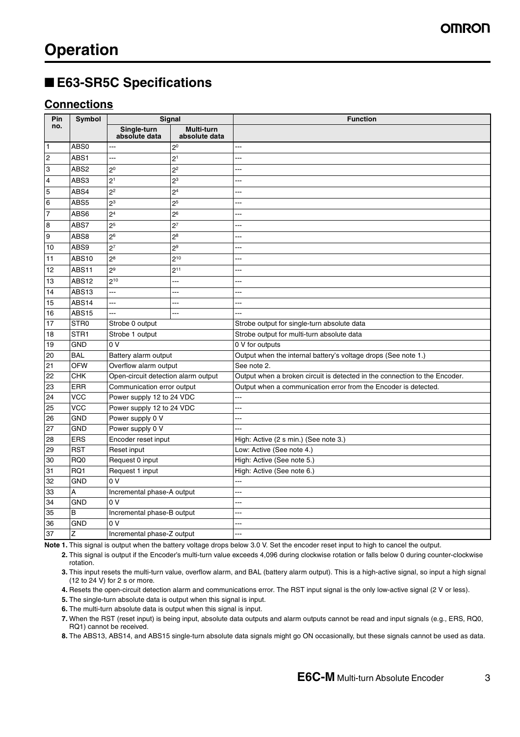# Operation

## ■ E63-SR5C Specifications

### Connections

| Pin no. | Symbol | Signal | | Function |
|---|---|---|---|---|
| | | Single-turn absolute data | Multi-turn absolute data | |
| 1 | ABS0 | --- | $2^0$ | --- |
| 2 | ABS1 | --- | $2^1$ | --- |
| 3 | ABS2 | $2^0$ | $2^2$ | --- |
| 4 | ABS3 | $2^1$ | $2^3$ | --- |
| 5 | ABS4 | $2^2$ | $2^4$ | --- |
| 6 | ABS5 | $2^3$ | $2^5$ | --- |
| 7 | ABS6 | $2^4$ | $2^6$ | --- |
| 8 | ABS7 | $2^5$ | $2^7$ | --- |
| 9 | ABS8 | $2^6$ | $2^8$ | --- |
| 10 | ABS9 | $2^7$ | $2^9$ | --- |
| 11 | ABS10 | $2^8$ | $2^{10}$ | --- |
| 12 | ABS11 | $2^9$ | $2^{11}$ | --- |
| 13 | ABS12 | $2^{10}$ | --- | --- |
| 14 | ABS13 | --- | --- | --- |
| 15 | ABS14 | --- | --- | --- |
| 16 | ABS15 | --- | --- | --- |
| 17 | STR0 | Strobe 0 output | | Strobe output for single-turn absolute data |
| 18 | STR1 | Strobe 1 output | | Strobe output for multi-turn absolute data |
| 19 | GND | 0 V | | 0 V for outputs |
| 20 | BAL | Battery alarm output | | Output when the internal battery's voltage drops (See note 1.) |
| 21 | OFW | Overflow alarm output | | See note 2. |
| 22 | CHK | Open-circuit detection alarm output | | Output when a broken circuit is detected in the connection to the Encoder. |
| 23 | ERR | Communication error output | | Output when a communication error from the Encoder is detected. |
| 24 | VCC | Power supply 12 to 24 VDC | | --- |
| 25 | VCC | Power supply 12 to 24 VDC | | --- |
| 26 | GND | Power supply 0 V | | --- |
| 27 | GND | Power supply 0 V | | --- |
| 28 | ERS | Encoder reset input | | High: Active (2 s min.) (See note 3.) |
| 29 | RST | Reset input | | Low: Active (See note 4.) |
| 30 | RQ0 | Request 0 input | | High: Active (See note 5.) |
| 31 | RQ1 | Request 1 input | | High: Active (See note 6.) |
| 32 | GND | 0 V | | --- |
| 33 | A | Incremental phase-A output | | --- |
| 34 | GND | 0 V | | --- |
| 35 | B | Incremental phase-B output | | --- |
| 36 | GND | 0 V | | --- |
| 37 | Z | Incremental phase-Z output | | --- |

**Note 1.** This signal is output when the battery voltage drops below 3.0 V. Set the encoder reset input to high to cancel the output.

**2.** This signal is output if the Encoder's multi-turn value exceeds 4,096 during clockwise rotation or falls below 0 during counter-clockwise rotation.

**3.** This input resets the multi-turn value, overflow alarm, and BAL (battery alarm output). This is a high-active signal, so input a high signal (12 to 24 V) for 2 s or more.

**4.** Resets the open-circuit detection alarm and communications error. The RST input signal is the only low-active signal (2 V or less).

**5.** The single-turn absolute data is output when this signal is input.

**6.** The multi-turn absolute data is output when this signal is input.

**7.** When the RST (reset input) is being input, absolute data outputs and alarm outputs cannot be read and input signals (e.g., ERS, RQ0, RQ1) cannot be received.

**8.** The ABS13, ABS14, and ABS15 single-turn absolute data signals might go ON occasionally, but these signals cannot be used as data.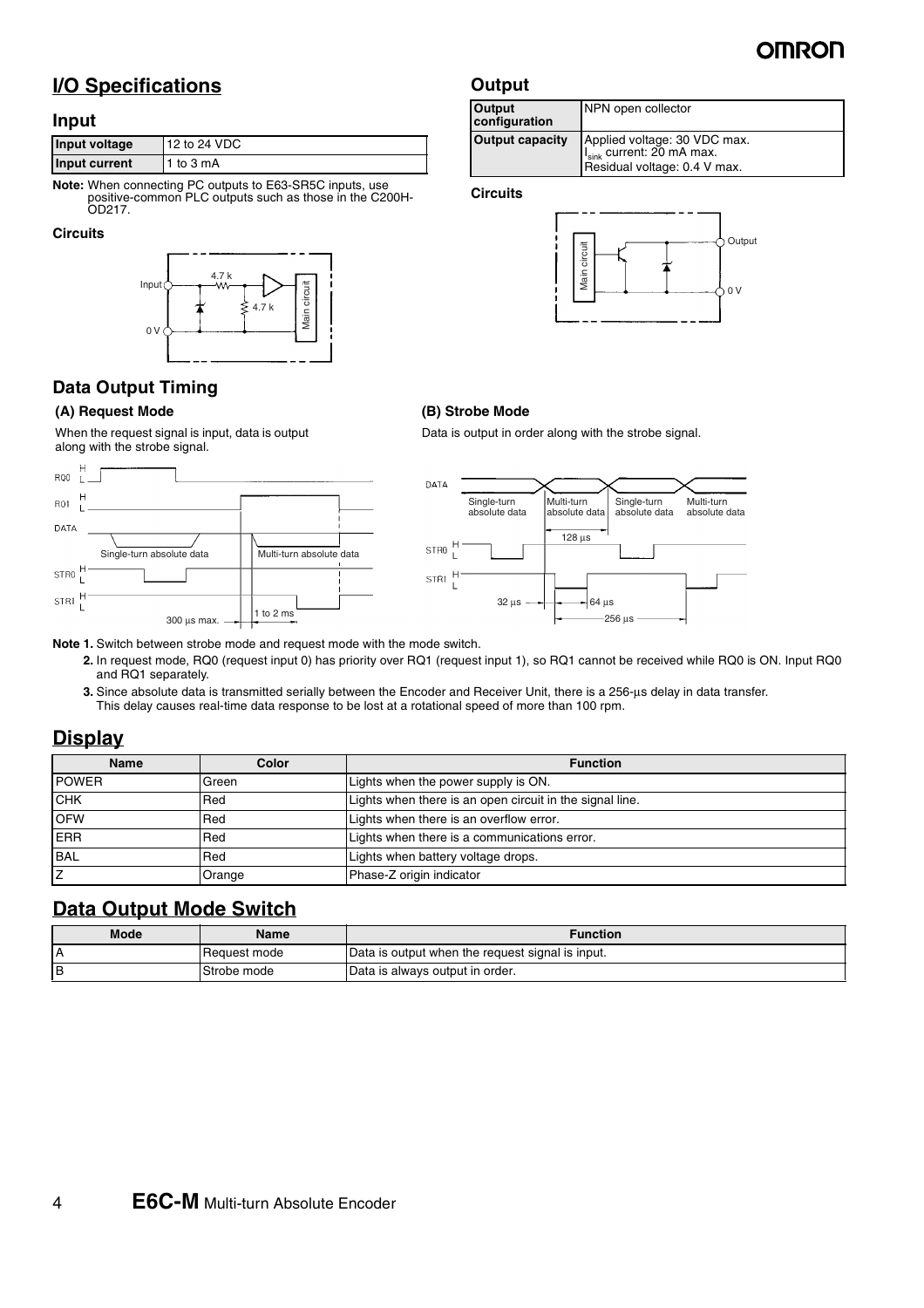## I/O Specifications

### Input

| Input voltage | 12 to 24 VDC |
|---|---|
| Input current | 1 to 3 mA |

**Note:** When connecting PC outputs to E63-SR5C inputs, use positive-common PLC outputs such as those in the C200H-OD217.

**Circuits**

### Output

| Output configuration | NPN open collector |
|---|---|
| Output capacity | Applied voltage: 30 VDC max.<br>$I_{sink}$ current: 20 mA max.<br>Residual voltage: 0.4 V max. |

**Circuits**

### Data Output Timing

#### (A) Request Mode

When the request signal is input, data is output along with the strobe signal.

#### (B) Strobe Mode

Data is output in order along with the strobe signal.

**Note 1.** Switch between strobe mode and request mode with the mode switch.

**2.** In request mode, RQ0 (request input 0) has priority over RQ1 (request input 1), so RQ1 cannot be received while RQ0 is ON. Input RQ0 and RQ1 separately.

**3.** Since absolute data is transmitted serially between the Encoder and Receiver Unit, there is a 256-µs delay in data transfer. This delay causes real-time data response to be lost at a rotational speed of more than 100 rpm.

## Display

| Name | Color | Function |
|---|---|---|
| POWER | Green | Lights when the power supply is ON. |
| CHK | Red | Lights when there is an open circuit in the signal line. |
| OFW | Red | Lights when there is an overflow error. |
| ERR | Red | Lights when there is a communications error. |
| BAL | Red | Lights when battery voltage drops. |
| Z | Orange | Phase-Z origin indicator |

## Data Output Mode Switch

| Mode | Name | Function |
|---|---|---|
| A | Request mode | Data is output when the request signal is input. |
| B | Strobe mode | Data is always output in order. |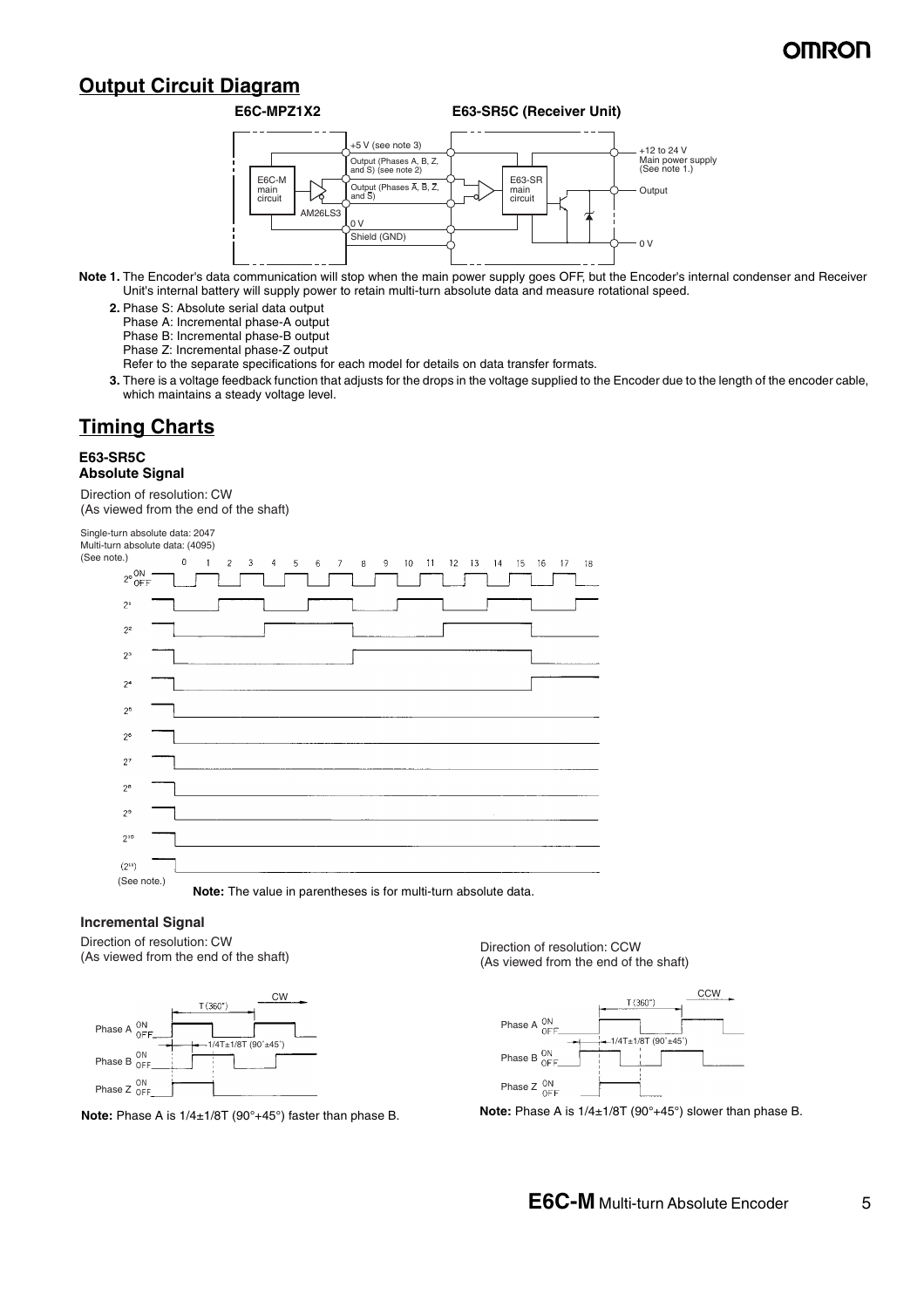## Output Circuit Diagram

**E6C-MPZ1X2** **E63-SR5C (Receiver Unit)**

E6C-M main circuit | AM26LS3 | +5 V (see note 3) | Output (Phases A, B, Z, and S) (see note 2) | Output (Phases $\overline{A}$, $\overline{B}$, $\overline{Z}$, and $\overline{S}$) | 0 V | Shield (GND) | E63-SR main circuit | +12 to 24 V Main power supply (See note 1.) | Output | 0 V

**Note 1.** The Encoder's data communication will stop when the main power supply goes OFF, but the Encoder's internal condenser and Receiver Unit's internal battery will supply power to retain multi-turn absolute data and measure rotational speed.

**2.** Phase S: Absolute serial data output
Phase A: Incremental phase-A output
Phase B: Incremental phase-B output
Phase Z: Incremental phase-Z output
Refer to the separate specifications for each model for details on data transfer formats.

**3.** There is a voltage feedback function that adjusts for the drops in the voltage supplied to the Encoder due to the length of the encoder cable, which maintains a steady voltage level.

## Timing Charts

### E63-SR5C
### Absolute Signal

Direction of resolution: CW
(As viewed from the end of the shaft)

Single-turn absolute data: 2047
Multi-turn absolute data: (4095)
(See note.)

0 1 2 3 4 5 6 7 8 9 10 11 12 13 14 15 16 17 18

$2^0$ ON OFF, $2^1$, $2^2$, $2^3$, $2^4$, $2^5$, $2^6$, $2^7$, $2^8$, $2^9$, $2^{10}$, ($2^{11}$) (See note.)

**Note:** The value in parentheses is for multi-turn absolute data.

### Incremental Signal

Direction of resolution: CW
(As viewed from the end of the shaft)

CW, T (360°), Phase A ON OFF, Phase B ON OFF, Phase Z ON OFF, 1/4T±1/8T (90°±45°)

**Note:** Phase A is 1/4±1/8T (90°+45°) faster than phase B.

Direction of resolution: CCW
(As viewed from the end of the shaft)

CCW, T (360°), Phase A ON OFF, Phase B ON OFF, Phase Z ON OFF, 1/4T±1/8T (90°±45°)

**Note:** Phase A is 1/4±1/8T (90°+45°) slower than phase B.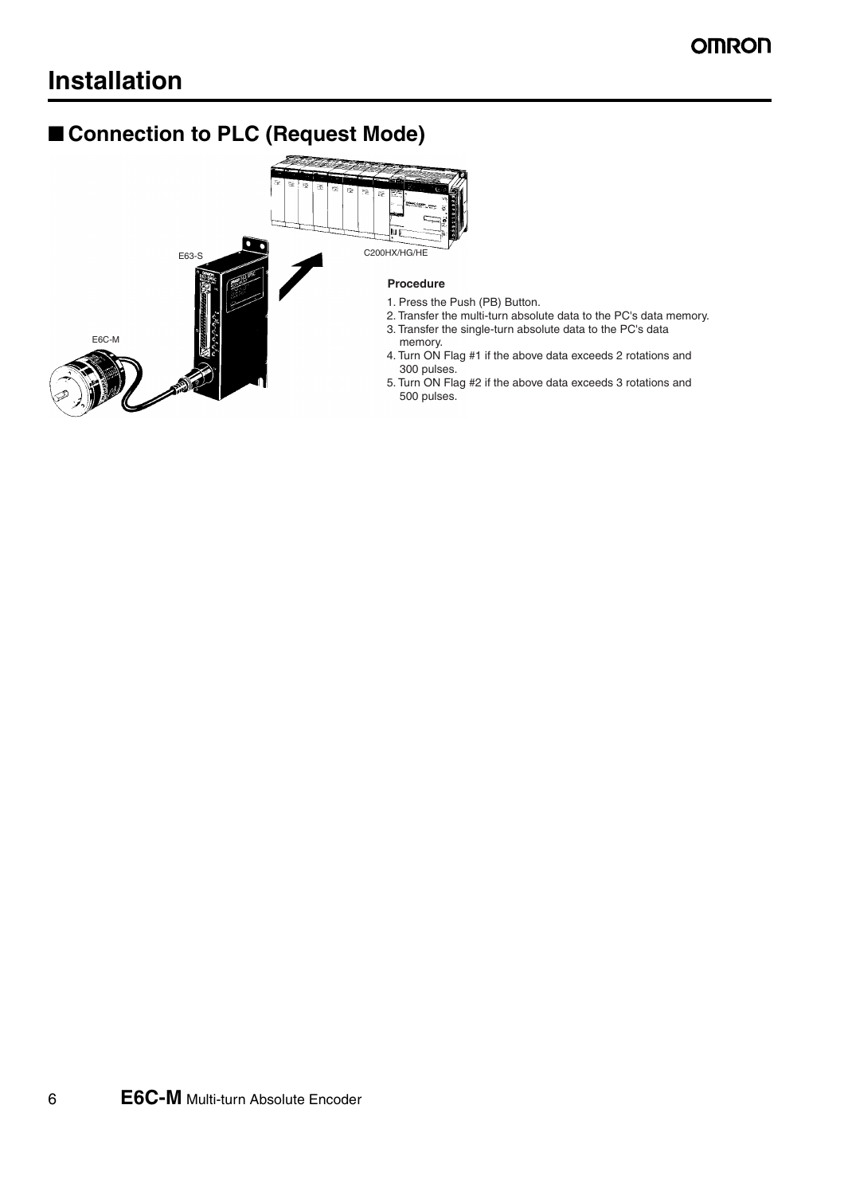# Installation

## ■ Connection to PLC (Request Mode)

E63-S

C200HX/HG/HE

E6C-M

**Procedure**

1. Press the Push (PB) Button.
2. Transfer the multi-turn absolute data to the PC's data memory.
3. Transfer the single-turn absolute data to the PC's data memory.
4. Turn ON Flag #1 if the above data exceeds 2 rotations and 300 pulses.
5. Turn ON Flag #2 if the above data exceeds 3 rotations and 500 pulses.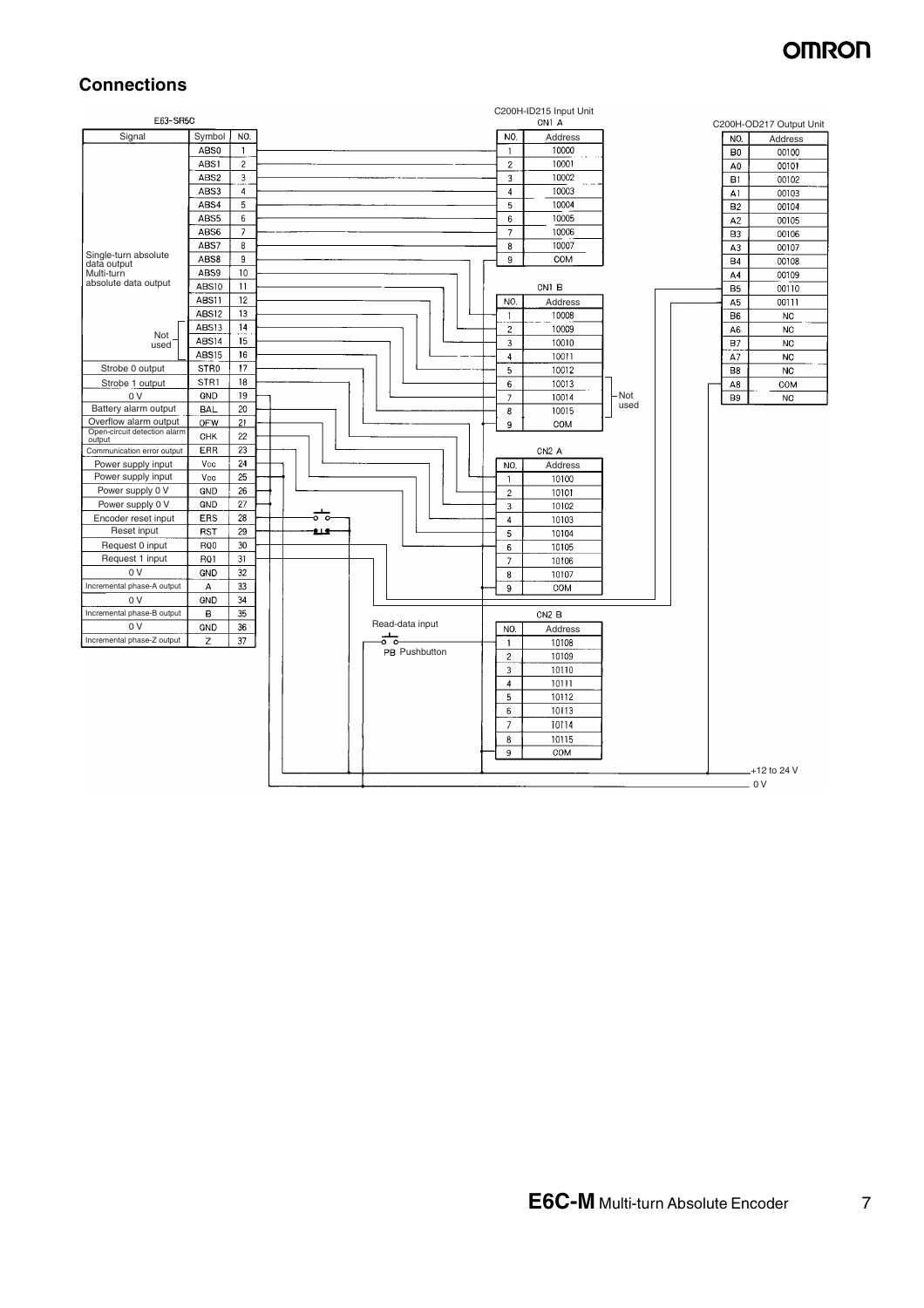## Connections

**E63-SR5C**

| Signal | Symbol | NO. |
|---|---|---|
| Single-turn absolute data output / Multi-turn absolute data output | ABS0 | 1 |
| | ABS1 | 2 |
| | ABS2 | 3 |
| | ABS3 | 4 |
| | ABS4 | 5 |
| | ABS5 | 6 |
| | ABS6 | 7 |
| | ABS7 | 8 |
| | ABS8 | 9 |
| | ABS9 | 10 |
| | ABS10 | 11 |
| | ABS11 | 12 |
| | ABS12 | 13 |
| Not used | ABS13 | 14 |
| | ABS14 | 15 |
| | ABS15 | 16 |
| Strobe 0 output | STR0 | 17 |
| Strobe 1 output | STR1 | 18 |
| 0 V | GND | 19 |
| Battery alarm output | BAL | 20 |
| Overflow alarm output | OFW | 21 |
| Open-circuit detection alarm output | CHK | 22 |
| Communication error output | ERR | 23 |
| Power supply input | Vcc | 24 |
| Power supply input | Vcc | 25 |
| Power supply 0 V | GND | 26 |
| Power supply 0 V | GND | 27 |
| Encoder reset input | ERS | 28 |
| Reset input | RST | 29 |
| Request 0 input | RQ0 | 30 |
| Request 1 input | RQ1 | 31 |
| 0 V | GND | 32 |
| Incremental phase-A output | A | 33 |
| 0 V | GND | 34 |
| Incremental phase-B output | B | 35 |
| 0 V | GND | 36 |
| Incremental phase-Z output | Z | 37 |

**C200H-ID215 Input Unit**

CN1 A

| NO. | Address |
|---|---|
| 1 | 10000 |
| 2 | 10001 |
| 3 | 10002 |
| 4 | 10003 |
| 5 | 10004 |
| 6 | 10005 |
| 7 | 10006 |
| 8 | 10007 |
| 9 | COM |

CN1 B

| NO. | Address |
|---|---|
| 1 | 10008 |
| 2 | 10009 |
| 3 | 10010 |
| 4 | 10011 |
| 5 | 10012 |
| 6 | 10013 |
| 7 | 10014 (Not used) |
| 8 | 10015 (Not used) |
| 9 | COM |

CN2 A

| NO. | Address |
|---|---|
| 1 | 10100 |
| 2 | 10101 |
| 3 | 10102 |
| 4 | 10103 |
| 5 | 10104 |
| 6 | 10105 |
| 7 | 10106 |
| 8 | 10107 |
| 9 | COM |

CN2 B

| NO. | Address |
|---|---|
| 1 | 10108 |
| 2 | 10109 |
| 3 | 10110 |
| 4 | 10111 |
| 5 | 10112 |
| 6 | 10113 |
| 7 | 10114 |
| 8 | 10115 |
| 9 | COM |

**C200H-OD217 Output Unit**

| NO. | Address |
|---|---|
| B0 | 00100 |
| A0 | 00101 |
| B1 | 00102 |
| A1 | 00103 |
| B2 | 00104 |
| A2 | 00105 |
| B3 | 00106 |
| A3 | 00107 |
| B4 | 00108 |
| A4 | 00109 |
| B5 | 00110 |
| A5 | 00111 |
| B6 | NC |
| A6 | NC |
| B7 | NC |
| A7 | NC |
| B8 | NC |
| A8 | COM |
| B9 | NC |

Read-data input

PB Pushbutton

+12 to 24 V

0 V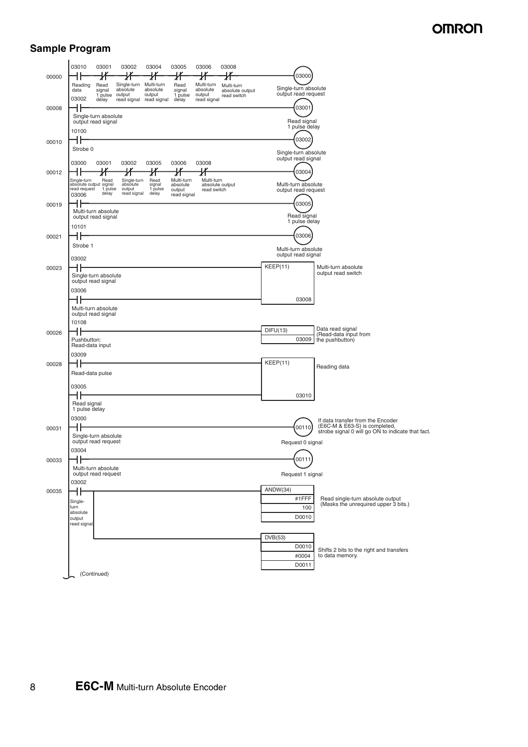## Sample Program

```
00000  03010     03001     03002         03004         03005     03006         03008
       --| |-----|/|-------|/|-----------|/|-----------|/|-------|/|-----------|/|------------------------( 03000 )
         Reading  Read      Single-turn   Multi-turn    Read      Multi-turn    Multi-turn                  Single-turn absolute
         data     signal    absolute      absolute      signal    absolute      absolute output             output read request
                  1 pulse   output        output        1 pulse   output        read switch
                  delay     read signal   read signal   delay     read signal
       03002
       --| |--+
00008  --| |---------------------------------------------------------------------------------------------( 03001 )
         Single-turn absolute                                                                              Read signal
         output read signal                                                                                1 pulse delay
00010  10100
       --| |---------------------------------------------------------------------------------------------( 03002 )
         Strobe 0                                                                                          Single-turn absolute
                                                                                                           output read signal
00012  03000            03001     03002         03005     03006         03008
       --| |------------|/|-------|/|-----------|/|-------|/|-----------|/|------------------------------( 03004 )
         Single-turn     Read      Single-turn   Read      Multi-turn    Multi-turn                         Multi-turn absolute
         absolute output signal    absolute      signal    absolute      absolute output                    output read request
         read request    1 pulse   output        1 pulse   output        read switch
                         delay     read signal   delay     read signal
       03006
       --| |--+
00019  --| |---------------------------------------------------------------------------------------------( 03005 )
         Multi-turn absolute                                                                               Read signal
         output read signal                                                                                1 pulse delay
00021  10101
       --| |---------------------------------------------------------------------------------------------( 03006 )
         Strobe 1                                                                                          Multi-turn absolute
                                                                                                           output read signal
00023  03002
       --| |------------------------------------------------------------------[ KEEP(11) ]  Multi-turn absolute
         Single-turn absolute                                                                output read switch
         output read signal
       03006
       --| |------------------------------------------------------------------[ 03008    ]
         Multi-turn absolute
         output read signal
00026  10108
       --| |------------------------------------------------------------------[ DIFU(13) ]  Data read signal
         Pushbutton:                                                          [ 03009    ]  (Read-data input from
         Read-data input                                                                    the pushbutton)
00028  03009
       --| |------------------------------------------------------------------[ KEEP(11) ]  Reading data
         Read-data pulse
       03005
       --| |------------------------------------------------------------------[ 03010    ]
         Read signal
         1 pulse delay
00031  03000
       --| |---------------------------------------------------------------------------------------------( 00110 )
         Single-turn absolute                                                                              Request 0 signal
         output read request
                If data transfer from the Encoder (E6C-M & E63-S) is completed,
                strobe signal 0 will go ON to indicate that fact.
00033  03004
       --| |---------------------------------------------------------------------------------------------( 00111 )
         Multi-turn absolute                                                                               Request 1 signal
         output read request
00035  03002
       --| |--+---------------------------------------------------------------[ ANDW(34) ]
         Single-|                                                             [ #1FFF    ]  Read single-turn absolute output
         turn   |                                                             [ 100      ]  (Masks the unrequired upper 3 bits.)
         absolute                                                             [ D0010    ]
         output |
         read signal
                +-------------------------------------------------------------[ DVB(53)  ]
                                                                              [ D0010    ]  Shifts 2 bits to the right and transfers
                                                                              [ #0004    ]  to data memory.
                                                                              [ D0011    ]
       (Continued)
```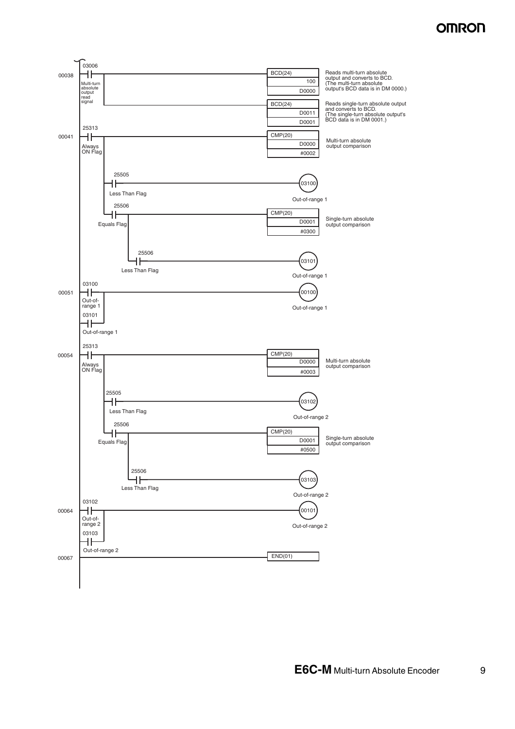| Address | Condition | Instruction / Output | Operands | Comment |
|---|---|---|---|---|
| 00038 | 03006 (Multi-turn absolute output read signal) | BCD(24) | 100, D0000 | Reads multi-turn absolute output and converts to BCD. (The multi-turn absolute output's BCD data is in DM 0000.) |
| | | BCD(24) | D0011, D0001 | Reads single-turn absolute output and converts to BCD. (The single-turn absolute output's BCD data is in DM 0001.) |
| 00041 | 25313 (Always ON Flag) | CMP(20) | D0000, #0002 | Multi-turn absolute output comparison |
| | 25505 (Less Than Flag) | 03100 | | Out-of-range 1 |
| | 25506 (Equals Flag) | CMP(20) | D0001, #0300 | Single-turn absolute output comparison |
| | 25506 (Less Than Flag) | 03101 | | Out-of-range 1 |
| 00051 | 03100 (Out-of-range 1) OR 03101 (Out-of-range 1) | 00100 | | Out-of-range 1 |
| 00054 | 25313 (Always ON Flag) | CMP(20) | D0000, #0003 | Multi-turn absolute output comparison |
| | 25505 (Less Than Flag) | 03102 | | Out-of-range 2 |
| | 25506 (Equals Flag) | CMP(20) | D0001, #0500 | Single-turn absolute output comparison |
| | 25506 (Less Than Flag) | 03103 | | Out-of-range 2 |
| 00064 | 03102 (Out-of-range 2) OR 03103 (Out-of-range 2) | 00101 | | Out-of-range 2 |
| 00067 | | END(01) | | |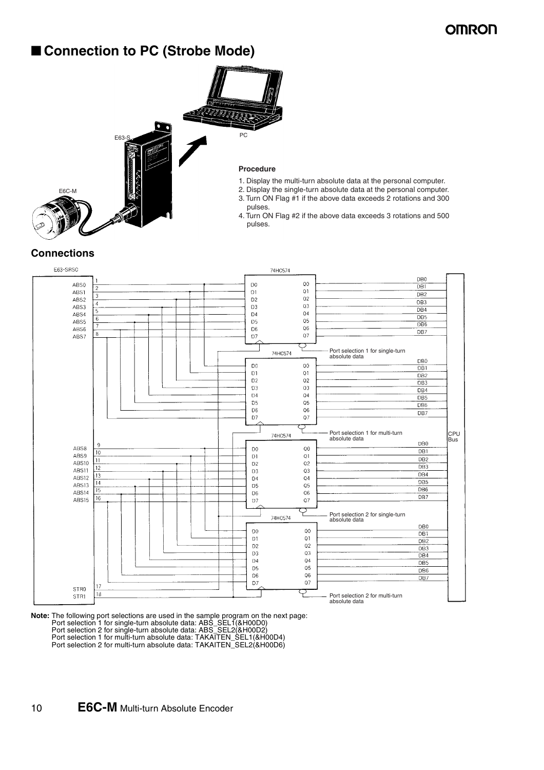## ■ Connection to PC (Strobe Mode)

**Procedure**

1. Display the multi-turn absolute data at the personal computer.
2. Display the single-turn absolute data at the personal computer.
3. Turn ON Flag #1 if the above data exceeds 2 rotations and 300 pulses.
4. Turn ON Flag #2 if the above data exceeds 3 rotations and 500 pulses.

### Connections

**Note:** The following port selections are used in the sample program on the next page:
Port selection 1 for single-turn absolute data: ABS_SEL1(&H00D0)
Port selection 2 for single-turn absolute data: ABS_SEL2(&H00D2)
Port selection 1 for multi-turn absolute data: TAKAITEN_SEL1(&H00D4)
Port selection 2 for multi-turn absolute data: TAKAITEN_SEL2(&H00D6)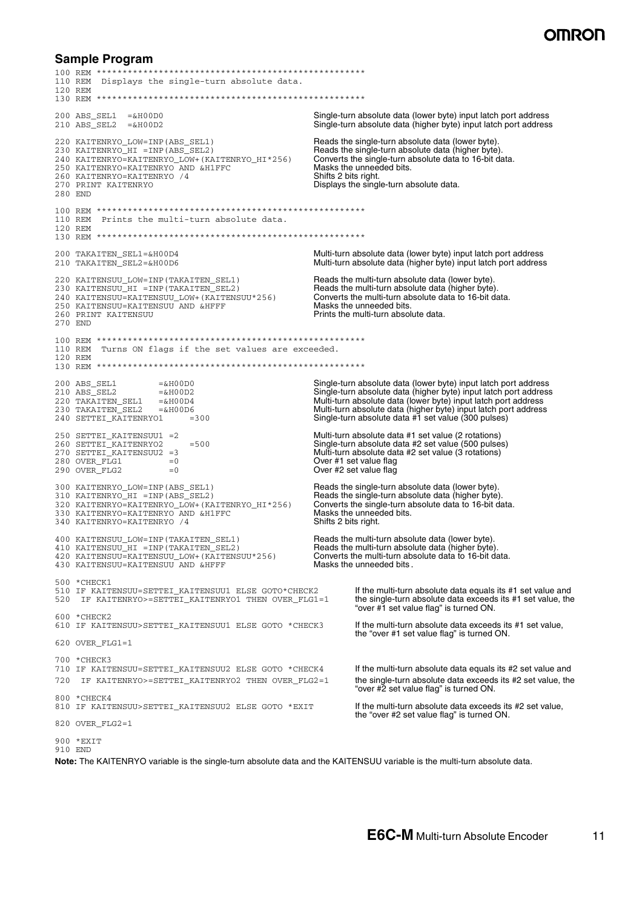## Sample Program

```
100 REM ****************************************************
110 REM  Displays the single-turn absolute data.
120 REM
130 REM ****************************************************

200 ABS_SEL1  =&H00D0                              Single-turn absolute data (lower byte) input latch port address
210 ABS_SEL2  =&H00D2                              Single-turn absolute data (higher byte) input latch port address

220 KAITENRYO_LOW=INP(ABS_SEL1)                    Reads the single-turn absolute data (lower byte).
230 KAITENRYO_HI =INP(ABS_SEL2)                    Reads the single-turn absolute data (higher byte).
240 KAITENRYO=KAITENRYO_LOW+(KAITENRYO_HI*256)     Converts the single-turn absolute data to 16-bit data.
250 KAITENRYO=KAITENRYO AND &H1FFC                 Masks the unneeded bits.
260 KAITENRYO=KAITENRYO /4                         Shifts 2 bits right.
270 PRINT KAITENRYO                                Displays the single-turn absolute data.
280 END
```

```
100 REM ****************************************************
110 REM  Prints the multi-turn absolute data.
120 REM
130 REM ****************************************************

200 TAKAITEN_SEL1=&H00D4                           Multi-turn absolute data (lower byte) input latch port address
210 TAKAITEN_SEL2=&H00D6                           Multi-turn absolute data (higher byte) input latch port address

220 KAITENSUU_LOW=INP(TAKAITEN_SEL1)               Reads the multi-turn absolute data (lower byte).
230 KAITENSUU_HI =INP(TAKAITEN_SEL2)               Reads the multi-turn absolute data (higher byte).
240 KAITENSUU=KAITENSUU_LOW+(KAITENSUU*256)        Converts the multi-turn absolute data to 16-bit data.
250 KAITENSUU=KAITENSUU AND &HFFF                  Masks the unneeded bits.
260 PRINT KAITENSUU                                Prints the multi-turn absolute data.
270 END
```

```
100 REM ****************************************************
110 REM  Turns ON flags if the set values are exceeded.
120 REM
130 REM ****************************************************

200 ABS_SEL1        =&H00D0                        Single-turn absolute data (lower byte) input latch port address
210 ABS_SEL2        =&H00D2                        Single-turn absolute data (higher byte) input latch port address
220 TAKAITEN_SEL1   =&H00D4                        Multi-turn absolute data (lower byte) input latch port address
230 TAKAITEN_SEL2   =&H00D6                        Multi-turn absolute data (higher byte) input latch port address
240 SETTEI_KAITENRYO1     =300                     Single-turn absolute data #1 set value (300 pulses)

250 SETTEI_KAITENSUU1 =2                           Multi-turn absolute data #1 set value (2 rotations)
260 SETTEI_KAITENRYO2     =500                     Single-turn absolute data #2 set value (500 pulses)
270 SETTEI_KAITENSUU2 =3                           Multi-turn absolute data #2 set value (3 rotations)
280 OVER_FLG1         =0                           Over #1 set value flag
290 OVER_FLG2         =0                           Over #2 set value flag

300 KAITENRYO_LOW=INP(ABS_SEL1)                    Reads the single-turn absolute data (lower byte).
310 KAITENRYO_HI =INP(ABS_SEL2)                    Reads the single-turn absolute data (higher byte).
320 KAITENRYO=KAITENRYO_LOW+(KAITENRYO_HI*256)     Converts the single-turn absolute data to 16-bit data.
330 KAITENRYO=KAITENRYO AND &H1FFC                 Masks the unneeded bits.
340 KAITENRYO=KAITENRYO /4                         Shifts 2 bits right.

400 KAITENSUU_LOW=INP(TAKAITEN_SEL1)               Reads the multi-turn absolute data (lower byte).
410 KAITENSUU_HI =INP(TAKAITEN_SEL2)               Reads the multi-turn absolute data (higher byte).
420 KAITENSUU=KAITENSUU_LOW+(KAITENSUU*256)        Converts the multi-turn absolute data to 16-bit data.
430 KAITENSUU=KAITENSUU AND &HFFF                  Masks the unneeded bits.

500 *CHECK1
510 IF KAITENSUU=SETTEI_KAITENSUU1 ELSE GOTO*CHECK2      If the multi-turn absolute data equals its #1 set value and
520  IF KAITENRYO>=SETTEI_KAITENRYO1 THEN OVER_FLG1=1    the single-turn absolute data exceeds its #1 set value, the
                                                         "over #1 set value flag" is turned ON.
600 *CHECK2
610 IF KAITENSUU>SETTEI_KAITENSUU1 ELSE GOTO *CHECK3     If the multi-turn absolute data exceeds its #1 set value,
                                                         the "over #1 set value flag" is turned ON.
620 OVER_FLG1=1

700 *CHECK3
710 IF KAITENSUU=SETTEI_KAITENSUU2 ELSE GOTO *CHECK4     If the multi-turn absolute data equals its #2 set value and
720  IF KAITENRYO>=SETTEI_KAITENRYO2 THEN OVER_FLG2=1    the single-turn absolute data exceeds its #2 set value, the
                                                         "over #2 set value flag" is turned ON.
800 *CHECK4
810 IF KAITENSUU>SETTEI_KAITENSUU2 ELSE GOTO *EXIT       If the multi-turn absolute data exceeds its #2 set value,
                                                         the "over #2 set value flag" is turned ON.
820 OVER_FLG2=1

900 *EXIT
910 END
```

**Note:** The KAITENRYO variable is the single-turn absolute data and the KAITENSUU variable is the multi-turn absolute data.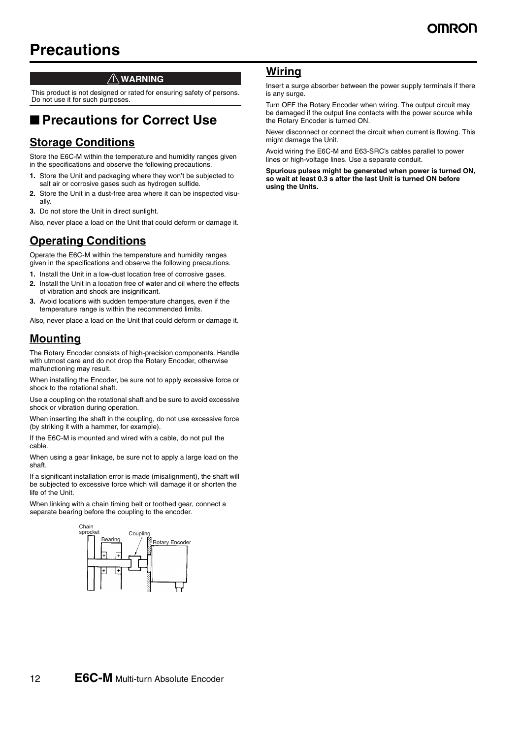# Precautions

**⚠ WARNING**

This product is not designed or rated for ensuring safety of persons. Do not use it for such purposes.

## ■ Precautions for Correct Use

### Storage Conditions

Store the E6C-M within the temperature and humidity ranges given in the specifications and observe the following precautions.

1. Store the Unit and packaging where they won't be subjected to salt air or corrosive gases such as hydrogen sulfide.
2. Store the Unit in a dust-free area where it can be inspected visually.
3. Do not store the Unit in direct sunlight.

Also, never place a load on the Unit that could deform or damage it.

### Operating Conditions

Operate the E6C-M within the temperature and humidity ranges given in the specifications and observe the following precautions.

1. Install the Unit in a low-dust location free of corrosive gases.
2. Install the Unit in a location free of water and oil where the effects of vibration and shock are insignificant.
3. Avoid locations with sudden temperature changes, even if the temperature range is within the recommended limits.

Also, never place a load on the Unit that could deform or damage it.

### Mounting

The Rotary Encoder consists of high-precision components. Handle with utmost care and do not drop the Rotary Encoder, otherwise malfunctioning may result.

When installing the Encoder, be sure not to apply excessive force or shock to the rotational shaft.

Use a coupling on the rotational shaft and be sure to avoid excessive shock or vibration during operation.

When inserting the shaft in the coupling, do not use excessive force (by striking it with a hammer, for example).

If the E6C-M is mounted and wired with a cable, do not pull the cable.

When using a gear linkage, be sure not to apply a large load on the shaft.

If a significant installation error is made (misalignment), the shaft will be subjected to excessive force which will damage it or shorten the life of the Unit.

When linking with a chain timing belt or toothed gear, connect a separate bearing before the coupling to the encoder.

Chain sprocket, Bearing, Coupling, Rotary Encoder

### Wiring

Insert a surge absorber between the power supply terminals if there is any surge.

Turn OFF the Rotary Encoder when wiring. The output circuit may be damaged if the output line contacts with the power source while the Rotary Encoder is turned ON.

Never disconnect or connect the circuit when current is flowing. This might damage the Unit.

Avoid wiring the E6C-M and E63-SRC's cables parallel to power lines or high-voltage lines. Use a separate conduit.

**Spurious pulses might be generated when power is turned ON, so wait at least 0.3 s after the last Unit is turned ON before using the Units.**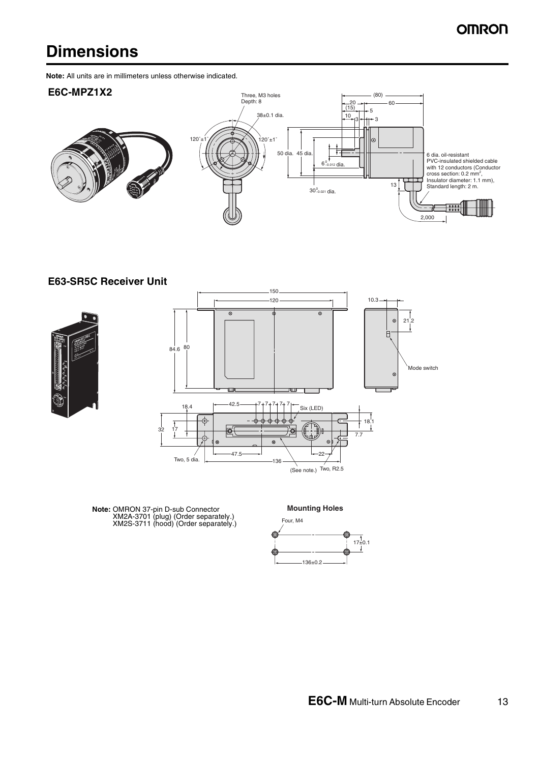# Dimensions

**Note:** All units are in millimeters unless otherwise indicated.

### E6C-MPZ1X2

Three, M3 holes
Depth: 8

38±0.1 dia.

120°±1°

120°±1°

(80)

20

(15)

5

10

3

3

60

50 dia.

45 dia.

$6^{0}_{-0.012}$ dia.

$30^{0}_{-0.021}$ dia.

13

6 dia. oil-resistant PVC-insulated shielded cable with 12 conductors (Conductor cross section: 0.2 mm², Insulator diameter: 1.1 mm), Standard length: 2 m.

2,000

### E63-SR5C Receiver Unit

150

120

10.3

21.2

84.6

80

Mode switch

18.4

42.5

7 7 7 7 7

Six (LED)

18.1

32

17

7.7

Two, 5 dia.

47.5

22

136

(See note.)

Two, R2.5

**Note:** OMRON 37-pin D-sub Connector
XM2A-3701 (plug) (Order separately.)
XM2S-3711 (hood) (Order separately.)

**Mounting Holes**

Four, M4

17±0.1

136±0.2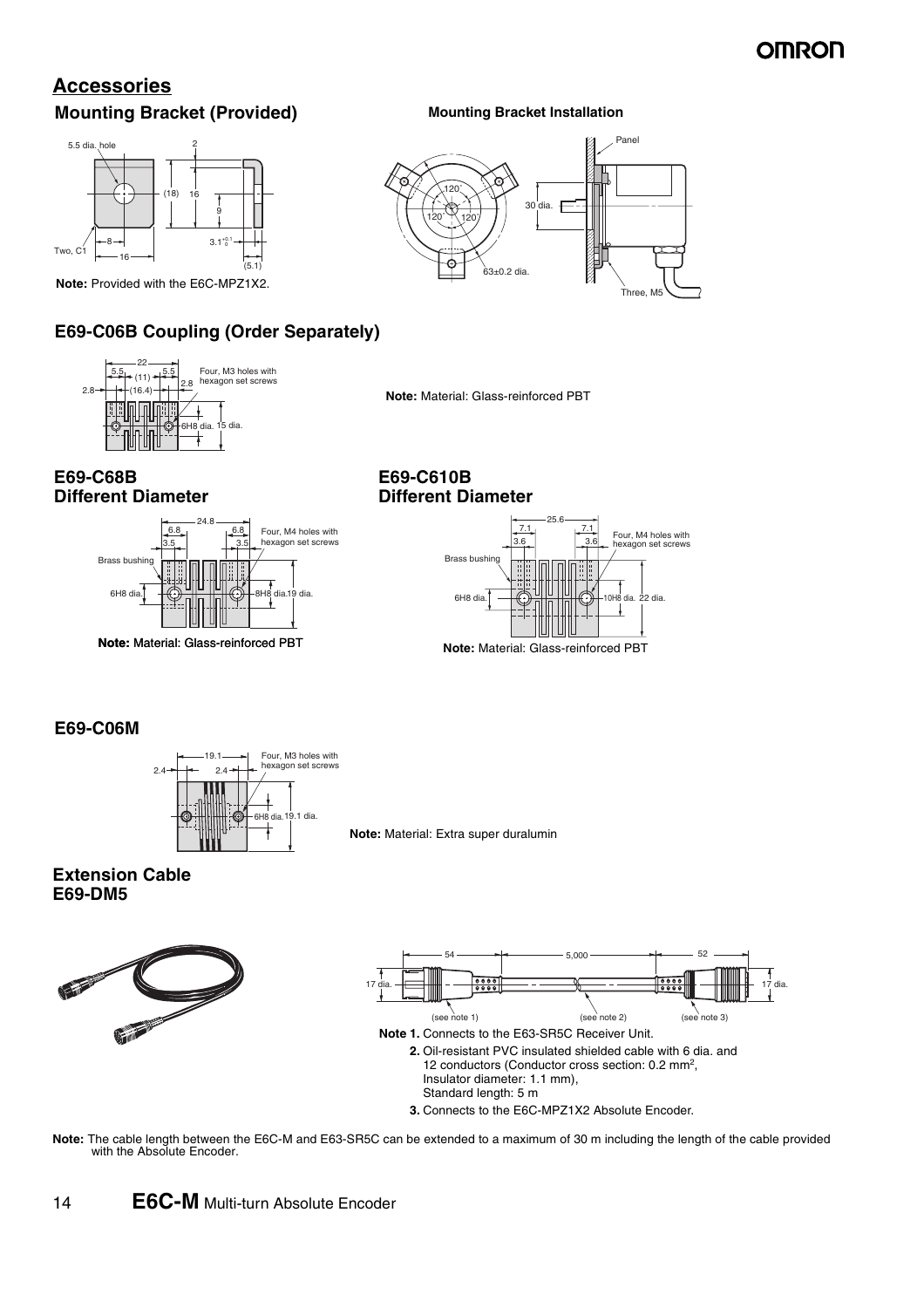## Accessories

### Mounting Bracket (Provided)

**Mounting Bracket Installation**

**Note:** Provided with the E6C-MPZ1X2.

### E69-C06B Coupling (Order Separately)

**Note:** Material: Glass-reinforced PBT

### E69-C68B Different Diameter

**Note:** Material: Glass-reinforced PBT

### E69-C610B Different Diameter

**Note:** Material: Glass-reinforced PBT

### E69-C06M

**Note:** Material: Extra super duralumin

### Extension Cable E69-DM5

**Note 1.** Connects to the E63-SR5C Receiver Unit.

**2.** Oil-resistant PVC insulated shielded cable with 6 dia. and 12 conductors (Conductor cross section: 0.2 mm$^2$, Insulator diameter: 1.1 mm), Standard length: 5 m

**3.** Connects to the E6C-MPZ1X2 Absolute Encoder.

**Note:** The cable length between the E6C-M and E63-SR5C can be extended to a maximum of 30 m including the length of the cable provided with the Absolute Encoder.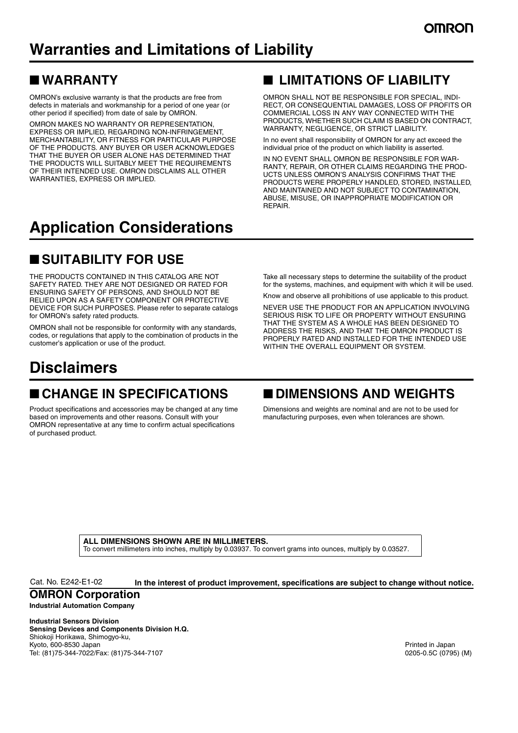# Warranties and Limitations of Liability

## ■ WARRANTY

OMRON's exclusive warranty is that the products are free from defects in materials and workmanship for a period of one year (or other period if specified) from date of sale by OMRON.

OMRON MAKES NO WARRANTY OR REPRESENTATION, EXPRESS OR IMPLIED, REGARDING NON-INFRINGEMENT, MERCHANTABILITY, OR FITNESS FOR PARTICULAR PURPOSE OF THE PRODUCTS. ANY BUYER OR USER ACKNOWLEDGES THAT THE BUYER OR USER ALONE HAS DETERMINED THAT THE PRODUCTS WILL SUITABLY MEET THE REQUIREMENTS OF THEIR INTENDED USE. OMRON DISCLAIMS ALL OTHER WARRANTIES, EXPRESS OR IMPLIED.

## ■ LIMITATIONS OF LIABILITY

OMRON SHALL NOT BE RESPONSIBLE FOR SPECIAL, INDIRECT, OR CONSEQUENTIAL DAMAGES, LOSS OF PROFITS OR COMMERCIAL LOSS IN ANY WAY CONNECTED WITH THE PRODUCTS, WHETHER SUCH CLAIM IS BASED ON CONTRACT, WARRANTY, NEGLIGENCE, OR STRICT LIABILITY.

In no event shall responsibility of OMRON for any act exceed the individual price of the product on which liability is asserted.

IN NO EVENT SHALL OMRON BE RESPONSIBLE FOR WARRANTY, REPAIR, OR OTHER CLAIMS REGARDING THE PRODUCTS UNLESS OMRON'S ANALYSIS CONFIRMS THAT THE PRODUCTS WERE PROPERLY HANDLED, STORED, INSTALLED, AND MAINTAINED AND NOT SUBJECT TO CONTAMINATION, ABUSE, MISUSE, OR INAPPROPRIATE MODIFICATION OR REPAIR.

# Application Considerations

## ■ SUITABILITY FOR USE

THE PRODUCTS CONTAINED IN THIS CATALOG ARE NOT SAFETY RATED. THEY ARE NOT DESIGNED OR RATED FOR ENSURING SAFETY OF PERSONS, AND SHOULD NOT BE RELIED UPON AS A SAFETY COMPONENT OR PROTECTIVE DEVICE FOR SUCH PURPOSES. Please refer to separate catalogs for OMRON's safety rated products.

OMRON shall not be responsible for conformity with any standards, codes, or regulations that apply to the combination of products in the customer's application or use of the product.

Take all necessary steps to determine the suitability of the product for the systems, machines, and equipment with which it will be used.

Know and observe all prohibitions of use applicable to this product.

NEVER USE THE PRODUCT FOR AN APPLICATION INVOLVING SERIOUS RISK TO LIFE OR PROPERTY WITHOUT ENSURING THAT THE SYSTEM AS A WHOLE HAS BEEN DESIGNED TO ADDRESS THE RISKS, AND THAT THE OMRON PRODUCT IS PROPERLY RATED AND INSTALLED FOR THE INTENDED USE WITHIN THE OVERALL EQUIPMENT OR SYSTEM.

# Disclaimers

## ■ CHANGE IN SPECIFICATIONS

Product specifications and accessories may be changed at any time based on improvements and other reasons. Consult with your OMRON representative at any time to confirm actual specifications of purchased product.

## ■ DIMENSIONS AND WEIGHTS

Dimensions and weights are nominal and are not to be used for manufacturing purposes, even when tolerances are shown.

**ALL DIMENSIONS SHOWN ARE IN MILLIMETERS.**
To convert millimeters into inches, multiply by 0.03937. To convert grams into ounces, multiply by 0.03527.

Cat. No. E242-E1-02 **In the interest of product improvement, specifications are subject to change without notice.**

**OMRON Corporation**
**Industrial Automation Company**

**Industrial Sensors Division**
**Sensing Devices and Components Division H.Q.**
Shiokoji Horikawa, Shimogyo-ku,
Kyoto, 600-8530 Japan
Tel: (81)75-344-7022/Fax: (81)75-344-7107

Printed in Japan
0205-0.5C (0795) (M)